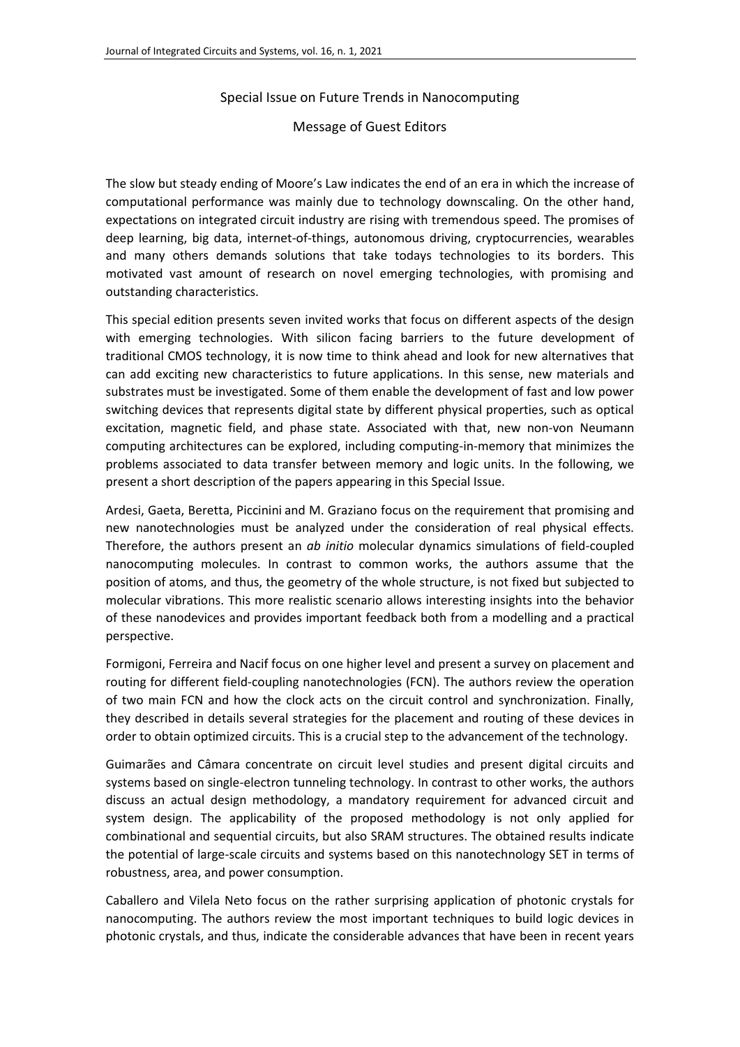# Special Issue on Future Trends in Nanocomputing

## Message of Guest Editors

The slow but steady ending of Moore's Law indicates the end of an era in which the increase of computational performance was mainly due to technology downscaling. On the other hand, expectations on integrated circuit industry are rising with tremendous speed. The promises of deep learning, big data, internet-of-things, autonomous driving, cryptocurrencies, wearables and many others demands solutions that take todays technologies to its borders. This motivated vast amount of research on novel emerging technologies, with promising and outstanding characteristics.

This special edition presents seven invited works that focus on different aspects of the design with emerging technologies. With silicon facing barriers to the future development of traditional CMOS technology, it is now time to think ahead and look for new alternatives that can add exciting new characteristics to future applications. In this sense, new materials and substrates must be investigated. Some of them enable the development of fast and low power switching devices that represents digital state by different physical properties, such as optical excitation, magnetic field, and phase state. Associated with that, new non-von Neumann computing architectures can be explored, including computing-in-memory that minimizes the problems associated to data transfer between memory and logic units. In the following, we present a short description of the papers appearing in this Special Issue.

Ardesi, Gaeta, Beretta, Piccinini and M. Graziano focus on the requirement that promising and new nanotechnologies must be analyzed under the consideration of real physical effects. Therefore, the authors present an *ab initio* molecular dynamics simulations of field-coupled nanocomputing molecules. In contrast to common works, the authors assume that the position of atoms, and thus, the geometry of the whole structure, is not fixed but subjected to molecular vibrations. This more realistic scenario allows interesting insights into the behavior of these nanodevices and provides important feedback both from a modelling and a practical perspective.

Formigoni, Ferreira and Nacif focus on one higher level and present a survey on placement and routing for different field-coupling nanotechnologies (FCN). The authors review the operation of two main FCN and how the clock acts on the circuit control and synchronization. Finally, they described in details several strategies for the placement and routing of these devices in order to obtain optimized circuits. This is a crucial step to the advancement of the technology.

Guimarães and Câmara concentrate on circuit level studies and present digital circuits and systems based on single-electron tunneling technology. In contrast to other works, the authors discuss an actual design methodology, a mandatory requirement for advanced circuit and system design. The applicability of the proposed methodology is not only applied for combinational and sequential circuits, but also SRAM structures. The obtained results indicate the potential of large-scale circuits and systems based on this nanotechnology SET in terms of robustness, area, and power consumption.

Caballero and Vilela Neto focus on the rather surprising application of photonic crystals for nanocomputing. The authors review the most important techniques to build logic devices in photonic crystals, and thus, indicate the considerable advances that have been in recent years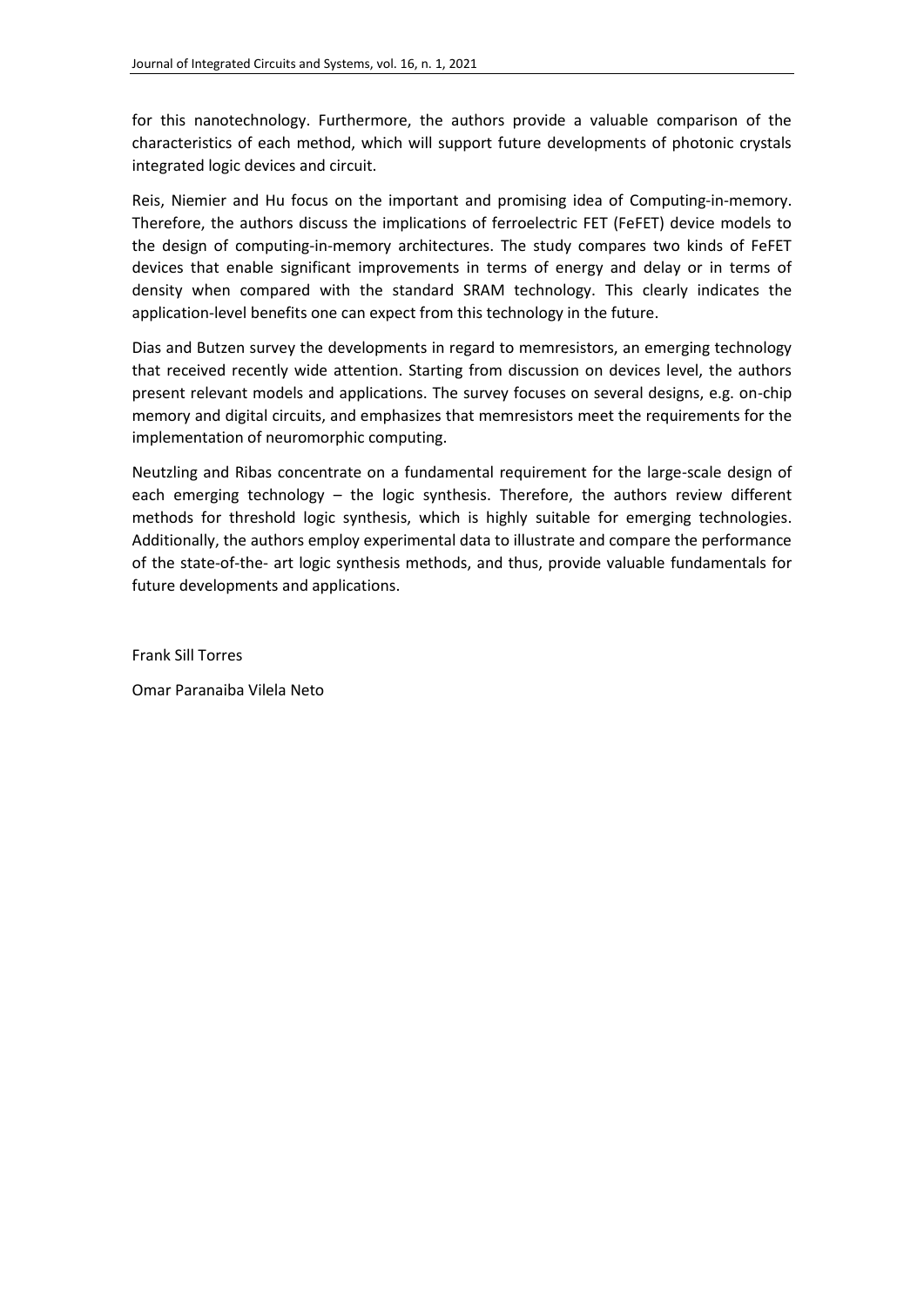for this nanotechnology. Furthermore, the authors provide a valuable comparison of the characteristics of each method, which will support future developments of photonic crystals integrated logic devices and circuit.

Reis, Niemier and Hu focus on the important and promising idea of Computing-in-memory. Therefore, the authors discuss the implications of ferroelectric FET (FeFET) device models to the design of computing-in-memory architectures. The study compares two kinds of FeFET devices that enable significant improvements in terms of energy and delay or in terms of density when compared with the standard SRAM technology. This clearly indicates the application-level benefits one can expect from this technology in the future.

Dias and Butzen survey the developments in regard to memresistors, an emerging technology that received recently wide attention. Starting from discussion on devices level, the authors present relevant models and applications. The survey focuses on several designs, e.g. on-chip memory and digital circuits, and emphasizes that memresistors meet the requirements for the implementation of neuromorphic computing.

Neutzling and Ribas concentrate on a fundamental requirement for the large-scale design of each emerging technology – the logic synthesis. Therefore, the authors review different methods for threshold logic synthesis, which is highly suitable for emerging technologies. Additionally, the authors employ experimental data to illustrate and compare the performance of the state-of-the- art logic synthesis methods, and thus, provide valuable fundamentals for future developments and applications.

Frank Sill Torres

Omar Paranaiba Vilela Neto